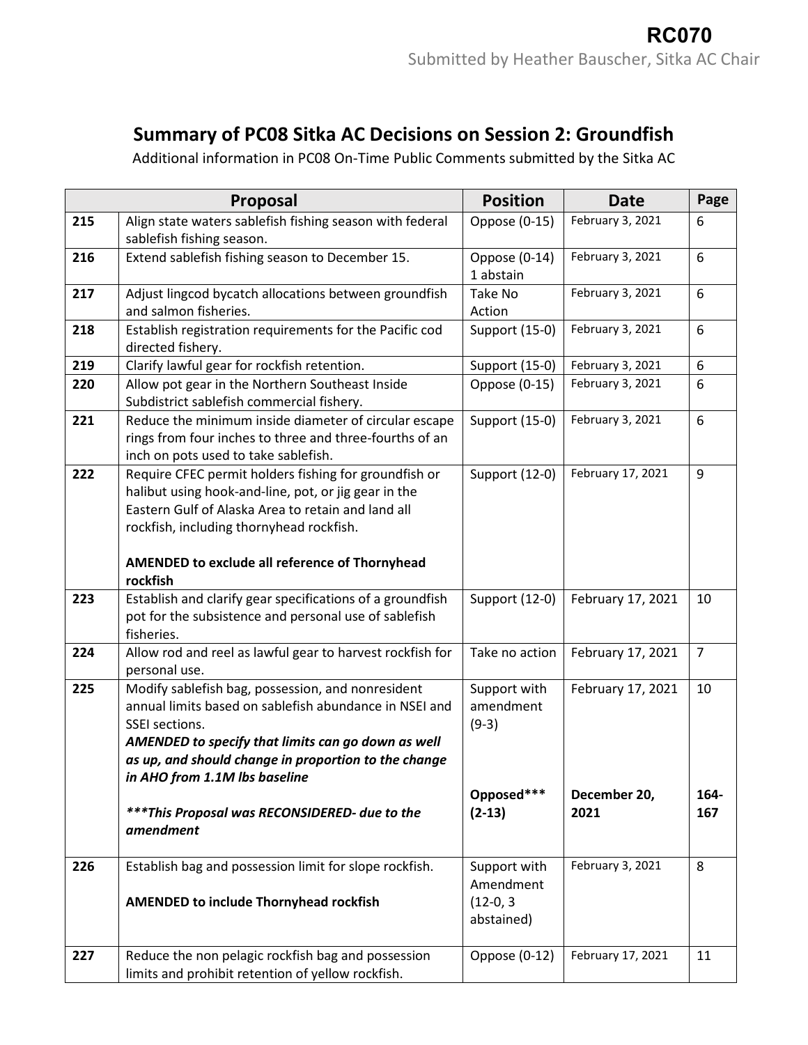**RC070**

Submitted by Heather Bauscher, Sitka AC Chair

## Summary of PC08 Sitka AC Decisions on Session 2: Groundfish

Additional information in PC08 On-Time Public Comments submitted by the Sitka AC

| Proposal | | Position | Date | Page |
|---|---|---|---|---|
| 215 | Align state waters sablefish fishing season with federal sablefish fishing season. | Oppose (0-15) | February 3, 2021 | 6 |
| 216 | Extend sablefish fishing season to December 15. | Oppose (0-14) 1 abstain | February 3, 2021 | 6 |
| 217 | Adjust lingcod bycatch allocations between groundfish and salmon fisheries. | Take No Action | February 3, 2021 | 6 |
| 218 | Establish registration requirements for the Pacific cod directed fishery. | Support (15-0) | February 3, 2021 | 6 |
| 219 | Clarify lawful gear for rockfish retention. | Support (15-0) | February 3, 2021 | 6 |
| 220 | Allow pot gear in the Northern Southeast Inside Subdistrict sablefish commercial fishery. | Oppose (0-15) | February 3, 2021 | 6 |
| 221 | Reduce the minimum inside diameter of circular escape rings from four inches to three and three-fourths of an inch on pots used to take sablefish. | Support (15-0) | February 3, 2021 | 6 |
| 222 | Require CFEC permit holders fishing for groundfish or halibut using hook-and-line, pot, or jig gear in the Eastern Gulf of Alaska Area to retain and land all rockfish, including thornyhead rockfish.<br><br>**AMENDED to exclude all reference of Thornyhead rockfish** | Support (12-0) | February 17, 2021 | 9 |
| 223 | Establish and clarify gear specifications of a groundfish pot for the subsistence and personal use of sablefish fisheries. | Support (12-0) | February 17, 2021 | 10 |
| 224 | Allow rod and reel as lawful gear to harvest rockfish for personal use. | Take no action | February 17, 2021 | 7 |
| 225 | Modify sablefish bag, possession, and nonresident annual limits based on sablefish abundance in NSEI and SSEI sections.<br>***AMENDED to specify that limits can go down as well as up, and should change in proportion to the change in AHO from 1.1M lbs baseline***<br><br>****This Proposal was RECONSIDERED- due to the amendment*** | Support with amendment (9-3)<br><br>**Opposed*** (2-13)** | February 17, 2021<br><br>**December 20, 2021** | 10<br><br>**164-167** |
| 226 | Establish bag and possession limit for slope rockfish.<br><br>**AMENDED to include Thornyhead rockfish** | Support with Amendment (12-0, 3 abstained) | February 3, 2021 | 8 |
| 227 | Reduce the non pelagic rockfish bag and possession limits and prohibit retention of yellow rockfish. | Oppose (0-12) | February 17, 2021 | 11 |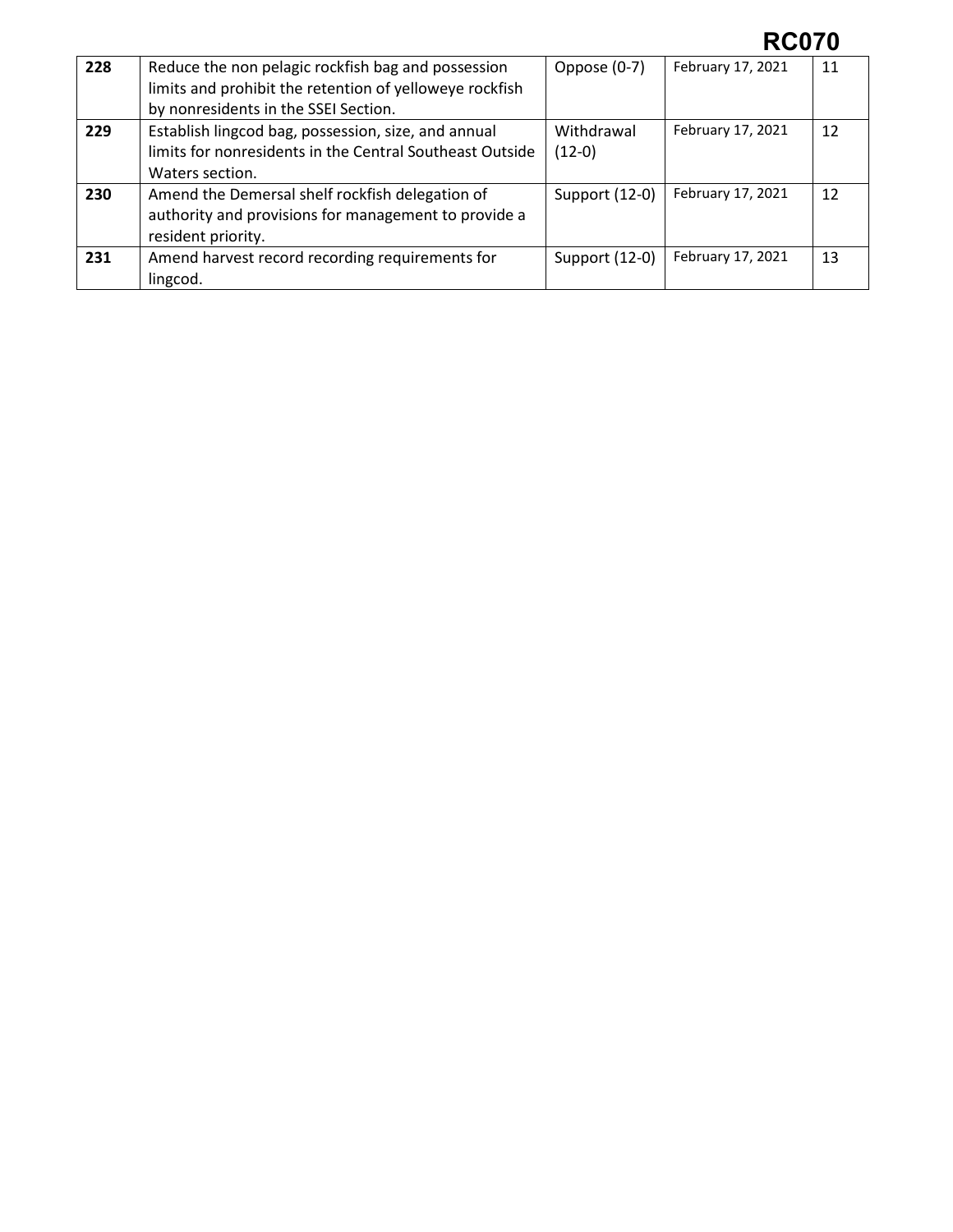| | | | | |
|---|---|---|---|---|
| **228** | Reduce the non pelagic rockfish bag and possession limits and prohibit the retention of yelloweye rockfish by nonresidents in the SSEI Section. | Oppose (0-7) | February 17, 2021 | 11 |
| **229** | Establish lingcod bag, possession, size, and annual limits for nonresidents in the Central Southeast Outside Waters section. | Withdrawal (12-0) | February 17, 2021 | 12 |
| **230** | Amend the Demersal shelf rockfish delegation of authority and provisions for management to provide a resident priority. | Support (12-0) | February 17, 2021 | 12 |
| **231** | Amend harvest record recording requirements for lingcod. | Support (12-0) | February 17, 2021 | 13 |